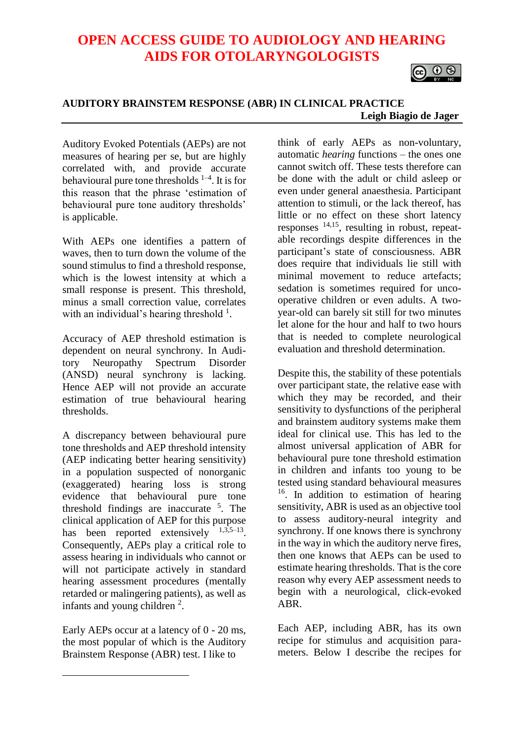# OPEN ACCESS GUIDE TO AUDIOLOGY AND HEARING AIDS FOR OTOLARYNGOLOGISTS

## AUDITORY BRAINSTEM RESPONSE (ABR) IN CLINICAL PRACTICE

**Leigh Biagio de Jager**

Auditory Evoked Potentials (AEPs) are not measures of hearing per se, but are highly correlated with, and provide accurate behavioural pure tone thresholds [1–4]. It is for this reason that the phrase 'estimation of behavioural pure tone auditory thresholds' is applicable.

With AEPs one identifies a pattern of waves, then to turn down the volume of the sound stimulus to find a threshold response, which is the lowest intensity at which a small response is present. This threshold, minus a small correction value, correlates with an individual's hearing threshold [1].

Accuracy of AEP threshold estimation is dependent on neural synchrony. In Auditory Neuropathy Spectrum Disorder (ANSD) neural synchrony is lacking. Hence AEP will not provide an accurate estimation of true behavioural hearing thresholds.

A discrepancy between behavioural pure tone thresholds and AEP threshold intensity (AEP indicating better hearing sensitivity) in a population suspected of nonorganic (exaggerated) hearing loss is strong evidence that behavioural pure tone threshold findings are inaccurate [5]. The clinical application of AEP for this purpose has been reported extensively [1,3,5–13]. Consequently, AEPs play a critical role to assess hearing in individuals who cannot or will not participate actively in standard hearing assessment procedures (mentally retarded or malingering patients), as well as infants and young children [2].

Early AEPs occur at a latency of 0 - 20 ms, the most popular of which is the Auditory Brainstem Response (ABR) test. I like to think of early AEPs as non-voluntary, automatic *hearing* functions – the ones one cannot switch off. These tests therefore can be done with the adult or child asleep or even under general anaesthesia. Participant attention to stimuli, or the lack thereof, has little or no effect on these short latency responses [14,15], resulting in robust, repeatable recordings despite differences in the participant's state of consciousness. ABR does require that individuals lie still with minimal movement to reduce artefacts; sedation is sometimes required for uncooperative children or even adults. A two-year-old can barely sit still for two minutes let alone for the hour and half to two hours that is needed to complete neurological evaluation and threshold determination.

Despite this, the stability of these potentials over participant state, the relative ease with which they may be recorded, and their sensitivity to dysfunctions of the peripheral and brainstem auditory systems make them ideal for clinical use. This has led to the almost universal application of ABR for behavioural pure tone threshold estimation in children and infants too young to be tested using standard behavioural measures [16]. In addition to estimation of hearing sensitivity, ABR is used as an objective tool to assess auditory-neural integrity and synchrony. If one knows there is synchrony in the way in which the auditory nerve fires, then one knows that AEPs can be used to estimate hearing thresholds. That is the core reason why every AEP assessment needs to begin with a neurological, click-evoked ABR.

Each AEP, including ABR, has its own recipe for stimulus and acquisition parameters. Below I describe the recipes for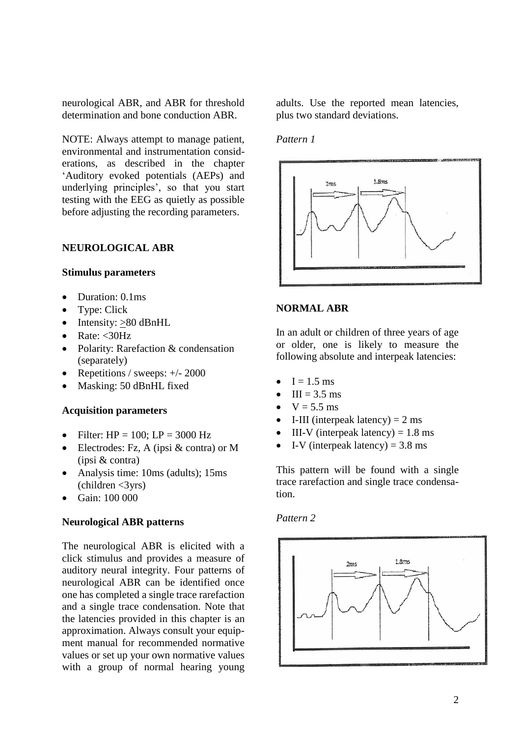neurological ABR, and ABR for threshold determination and bone conduction ABR.

NOTE: Always attempt to manage patient, environmental and instrumentation considerations, as described in the chapter 'Auditory evoked potentials (AEPs) and underlying principles', so that you start testing with the EEG as quietly as possible before adjusting the recording parameters.

## NEUROLOGICAL ABR

### Stimulus parameters

- Duration: 0.1ms
- Type: Click
- Intensity: >80 dBnHL
- Rate: <30Hz
- Polarity: Rarefaction & condensation (separately)
- Repetitions / sweeps: +/- 2000
- Masking: 50 dBnHL fixed

### Acquisition parameters

- Filter: HP = 100; LP = 3000 Hz
- Electrodes: Fz, A (ipsi & contra) or M (ipsi & contra)
- Analysis time: 10ms (adults); 15ms (children <3yrs)
- Gain: 100 000

### Neurological ABR patterns

The neurological ABR is elicited with a click stimulus and provides a measure of auditory neural integrity. Four patterns of neurological ABR can be identified once one has completed a single trace rarefaction and a single trace condensation. Note that the latencies provided in this chapter is an approximation. Always consult your equipment manual for recommended normative values or set up your own normative values with a group of normal hearing young adults. Use the reported mean latencies, plus two standard deviations.

*Pattern 1*

## NORMAL ABR

In an adult or children of three years of age or older, one is likely to measure the following absolute and interpeak latencies:

- I = 1.5 ms
- III = 3.5 ms
- V = 5.5 ms
- I-III (interpeak latency) = 2 ms
- III-V (interpeak latency) = 1.8 ms
- I-V (interpeak latency) = 3.8 ms

This pattern will be found with a single trace rarefaction and single trace condensation.

*Pattern 2*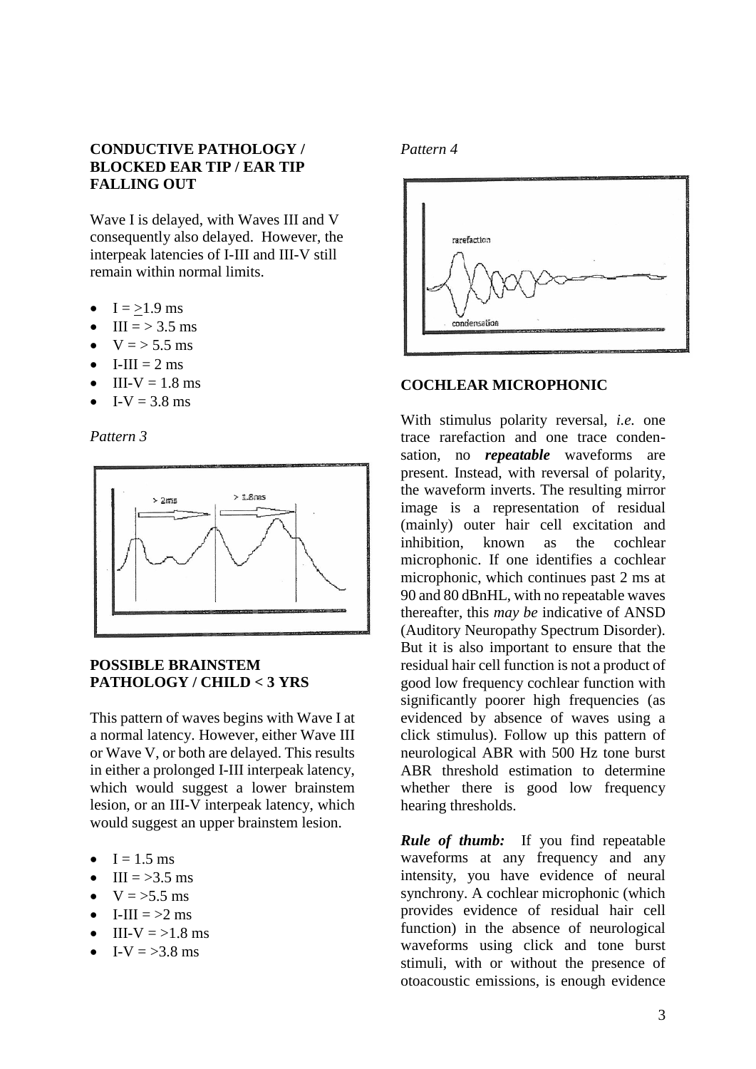**CONDUCTIVE PATHOLOGY / BLOCKED EAR TIP / EAR TIP FALLING OUT**

Wave I is delayed, with Waves III and V consequently also delayed. However, the interpeak latencies of I-III and III-V still remain within normal limits.

- I = ≥1.9 ms
- III = > 3.5 ms
- V = > 5.5 ms
- I-III = 2 ms
- III-V = 1.8 ms
- I-V = 3.8 ms

*Pattern 3*

**POSSIBLE BRAINSTEM PATHOLOGY / CHILD < 3 YRS**

This pattern of waves begins with Wave I at a normal latency. However, either Wave III or Wave V, or both are delayed. This results in either a prolonged I-III interpeak latency, which would suggest a lower brainstem lesion, or an III-V interpeak latency, which would suggest an upper brainstem lesion.

- I = 1.5 ms
- III = >3.5 ms
- V = >5.5 ms
- I-III = >2 ms
- III-V = >1.8 ms
- I-V = >3.8 ms

*Pattern 4*

**COCHLEAR MICROPHONIC**

With stimulus polarity reversal, *i.e.* one trace rarefaction and one trace condensation, no ***repeatable*** waveforms are present. Instead, with reversal of polarity, the waveform inverts. The resulting mirror image is a representation of residual (mainly) outer hair cell excitation and inhibition, known as the cochlear microphonic. If one identifies a cochlear microphonic, which continues past 2 ms at 90 and 80 dBnHL, with no repeatable waves thereafter, this *may be* indicative of ANSD (Auditory Neuropathy Spectrum Disorder). But it is also important to ensure that the residual hair cell function is not a product of good low frequency cochlear function with significantly poorer high frequencies (as evidenced by absence of waves using a click stimulus). Follow up this pattern of neurological ABR with 500 Hz tone burst ABR threshold estimation to determine whether there is good low frequency hearing thresholds.

***Rule of thumb:*** If you find repeatable waveforms at any frequency and any intensity, you have evidence of neural synchrony. A cochlear microphonic (which provides evidence of residual hair cell function) in the absence of neurological waveforms using click and tone burst stimuli, with or without the presence of otoacoustic emissions, is enough evidence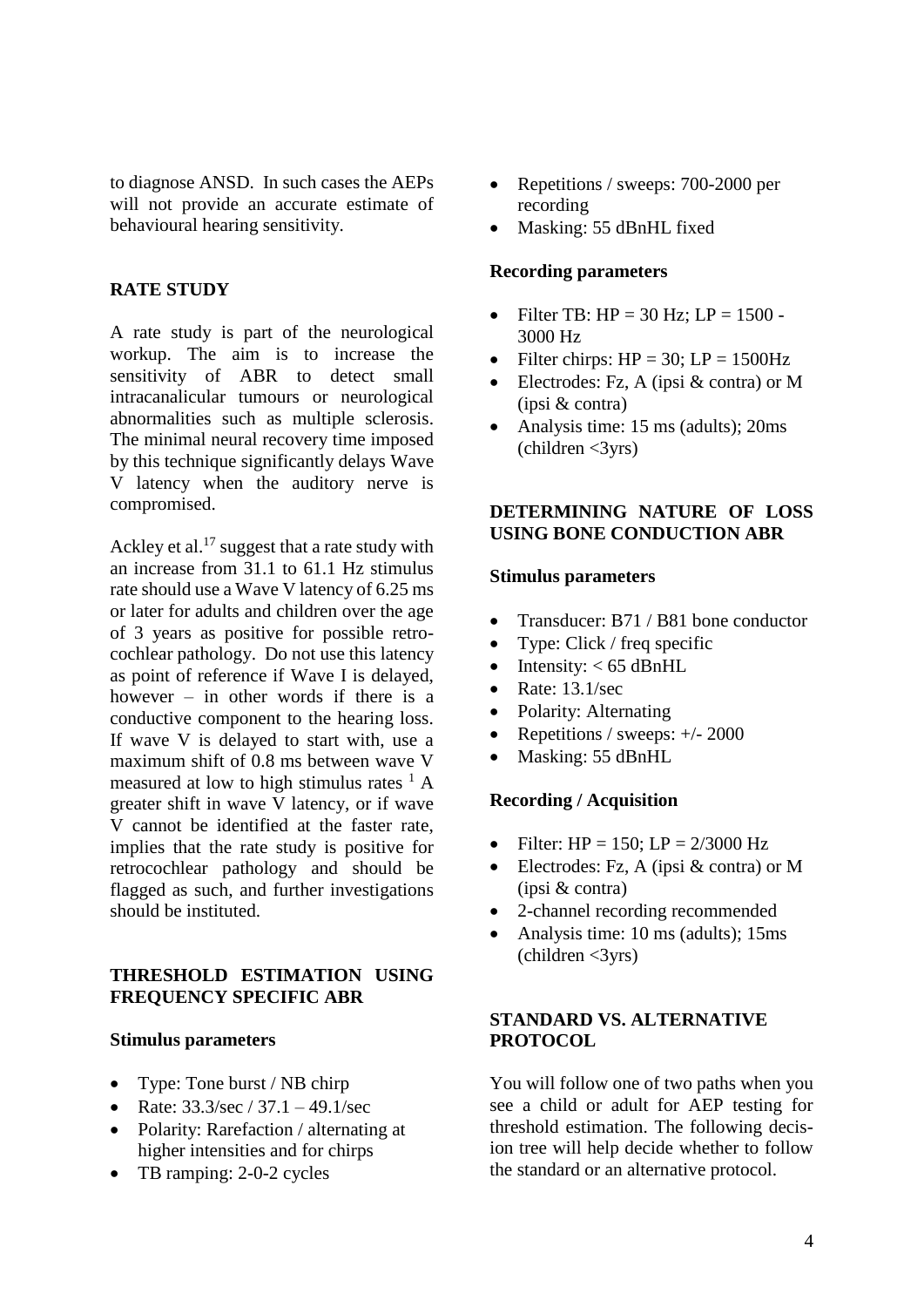to diagnose ANSD. In such cases the AEPs will not provide an accurate estimate of behavioural hearing sensitivity.

## RATE STUDY

A rate study is part of the neurological workup. The aim is to increase the sensitivity of ABR to detect small intracanalicular tumours or neurological abnormalities such as multiple sclerosis. The minimal neural recovery time imposed by this technique significantly delays Wave V latency when the auditory nerve is compromised.

Ackley et al.[17] suggest that a rate study with an increase from 31.1 to 61.1 Hz stimulus rate should use a Wave V latency of 6.25 ms or later for adults and children over the age of 3 years as positive for possible retro-cochlear pathology. Do not use this latency as point of reference if Wave I is delayed, however – in other words if there is a conductive component to the hearing loss. If wave V is delayed to start with, use a maximum shift of 0.8 ms between wave V measured at low to high stimulus rates [1] A greater shift in wave V latency, or if wave V cannot be identified at the faster rate, implies that the rate study is positive for retrocochlear pathology and should be flagged as such, and further investigations should be instituted.

## THRESHOLD ESTIMATION USING FREQUENCY SPECIFIC ABR

### Stimulus parameters

- Type: Tone burst / NB chirp
- Rate: 33.3/sec / 37.1 – 49.1/sec
- Polarity: Rarefaction / alternating at higher intensities and for chirps
- TB ramping: 2-0-2 cycles
- Repetitions / sweeps: 700-2000 per recording
- Masking: 55 dBnHL fixed

### Recording parameters

- Filter TB: HP = 30 Hz; LP = 1500 - 3000 Hz
- Filter chirps: HP = 30; LP = 1500Hz
- Electrodes: Fz, A (ipsi & contra) or M (ipsi & contra)
- Analysis time: 15 ms (adults); 20ms (children <3yrs)

## DETERMINING NATURE OF LOSS USING BONE CONDUCTION ABR

### Stimulus parameters

- Transducer: B71 / B81 bone conductor
- Type: Click / freq specific
- Intensity: < 65 dBnHL
- Rate: 13.1/sec
- Polarity: Alternating
- Repetitions / sweeps: +/- 2000
- Masking: 55 dBnHL

### Recording / Acquisition

- Filter: HP = 150; LP = 2/3000 Hz
- Electrodes: Fz, A (ipsi & contra) or M (ipsi & contra)
- 2-channel recording recommended
- Analysis time: 10 ms (adults); 15ms (children <3yrs)

## STANDARD VS. ALTERNATIVE PROTOCOL

You will follow one of two paths when you see a child or adult for AEP testing for threshold estimation. The following decision tree will help decide whether to follow the standard or an alternative protocol.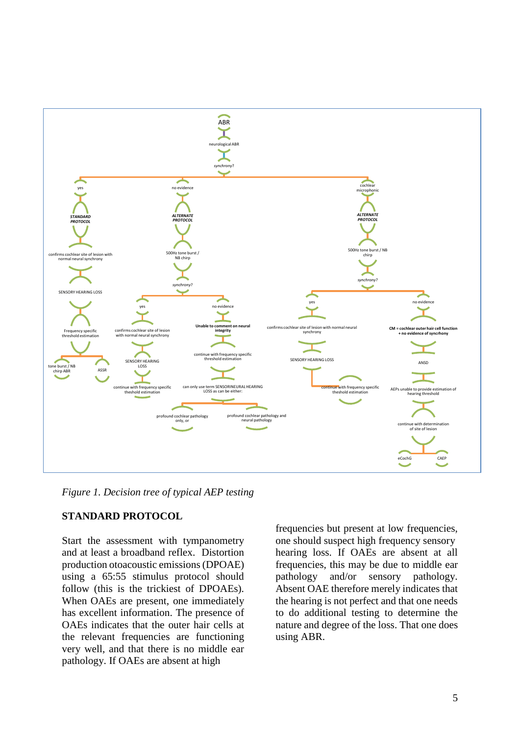*Figure 1. Decision tree of typical AEP testing*

## STANDARD PROTOCOL

Start the assessment with tympanometry and at least a broadband reflex. Distortion production otoacoustic emissions (DPOAE) using a 65:55 stimulus protocol should follow (this is the trickiest of DPOAEs). When OAEs are present, one immediately has excellent information. The presence of OAEs indicates that the outer hair cells at the relevant frequencies are functioning very well, and that there is no middle ear pathology. If OAEs are absent at high frequencies but present at low frequencies, one should suspect high frequency sensory hearing loss. If OAEs are absent at all frequencies, this may be due to middle ear pathology and/or sensory pathology. Absent OAE therefore merely indicates that the hearing is not perfect and that one needs to do additional testing to determine the nature and degree of the loss. That one does using ABR.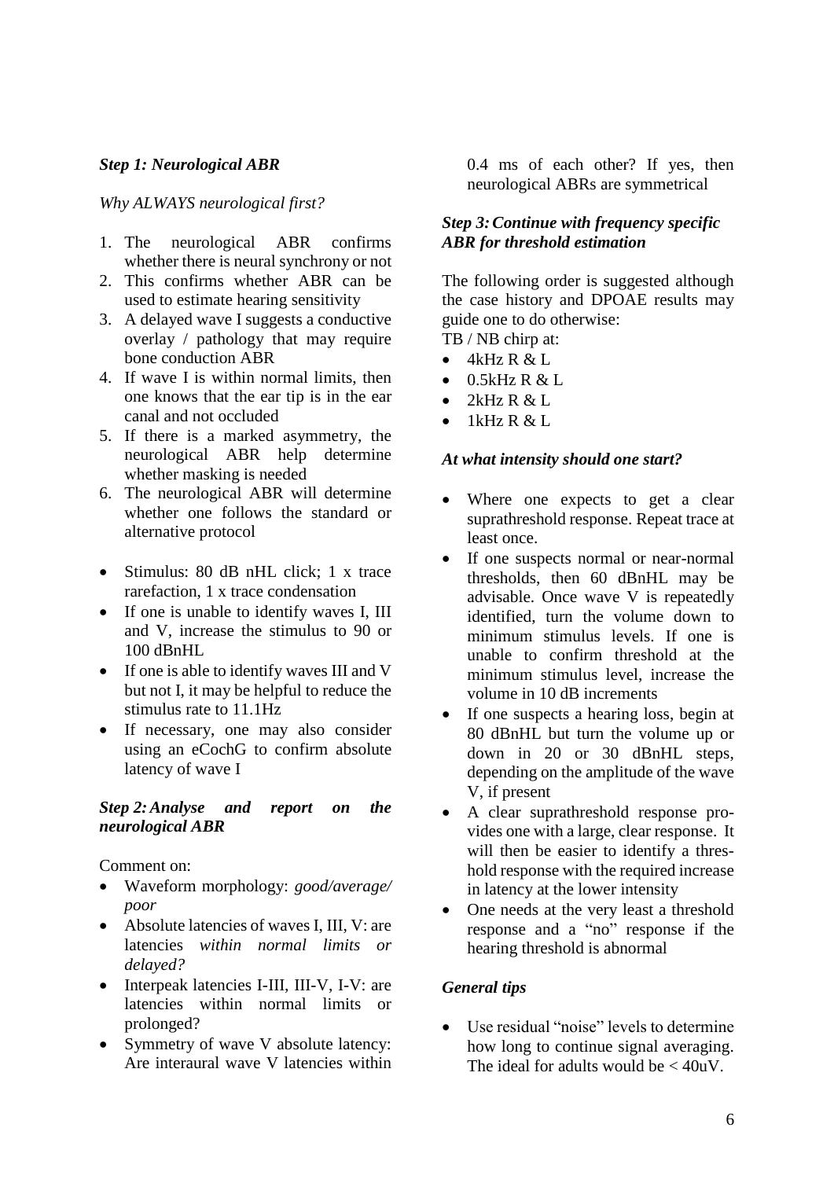***Step 1: Neurological ABR***

*Why ALWAYS neurological first?*

1. The neurological ABR confirms whether there is neural synchrony or not
2. This confirms whether ABR can be used to estimate hearing sensitivity
3. A delayed wave I suggests a conductive overlay / pathology that may require bone conduction ABR
4. If wave I is within normal limits, then one knows that the ear tip is in the ear canal and not occluded
5. If there is a marked asymmetry, the neurological ABR help determine whether masking is needed
6. The neurological ABR will determine whether one follows the standard or alternative protocol

- Stimulus: 80 dB nHL click; 1 x trace rarefaction, 1 x trace condensation
- If one is unable to identify waves I, III and V, increase the stimulus to 90 or 100 dBnHL
- If one is able to identify waves III and V but not I, it may be helpful to reduce the stimulus rate to 11.1Hz
- If necessary, one may also consider using an eCochG to confirm absolute latency of wave I

***Step 2: Analyse and report on the neurological ABR***

Comment on:

- Waveform morphology: *good/average/ poor*
- Absolute latencies of waves I, III, V: are latencies *within normal limits or delayed?*
- Interpeak latencies I-III, III-V, I-V: are latencies within normal limits or prolonged?
- Symmetry of wave V absolute latency: Are interaural wave V latencies within 0.4 ms of each other? If yes, then neurological ABRs are symmetrical

***Step 3: Continue with frequency specific ABR for threshold estimation***

The following order is suggested although the case history and DPOAE results may guide one to do otherwise:

TB / NB chirp at:

- 4kHz R & L
- 0.5kHz R & L
- 2kHz R & L
- 1kHz R & L

***At what intensity should one start?***

- Where one expects to get a clear suprathreshold response. Repeat trace at least once.
- If one suspects normal or near-normal thresholds, then 60 dBnHL may be advisable. Once wave V is repeatedly identified, turn the volume down to minimum stimulus levels. If one is unable to confirm threshold at the minimum stimulus level, increase the volume in 10 dB increments
- If one suspects a hearing loss, begin at 80 dBnHL but turn the volume up or down in 20 or 30 dBnHL steps, depending on the amplitude of the wave V, if present
- A clear suprathreshold response provides one with a large, clear response. It will then be easier to identify a threshold response with the required increase in latency at the lower intensity
- One needs at the very least a threshold response and a "no" response if the hearing threshold is abnormal

***General tips***

- Use residual "noise" levels to determine how long to continue signal averaging. The ideal for adults would be < 40uV.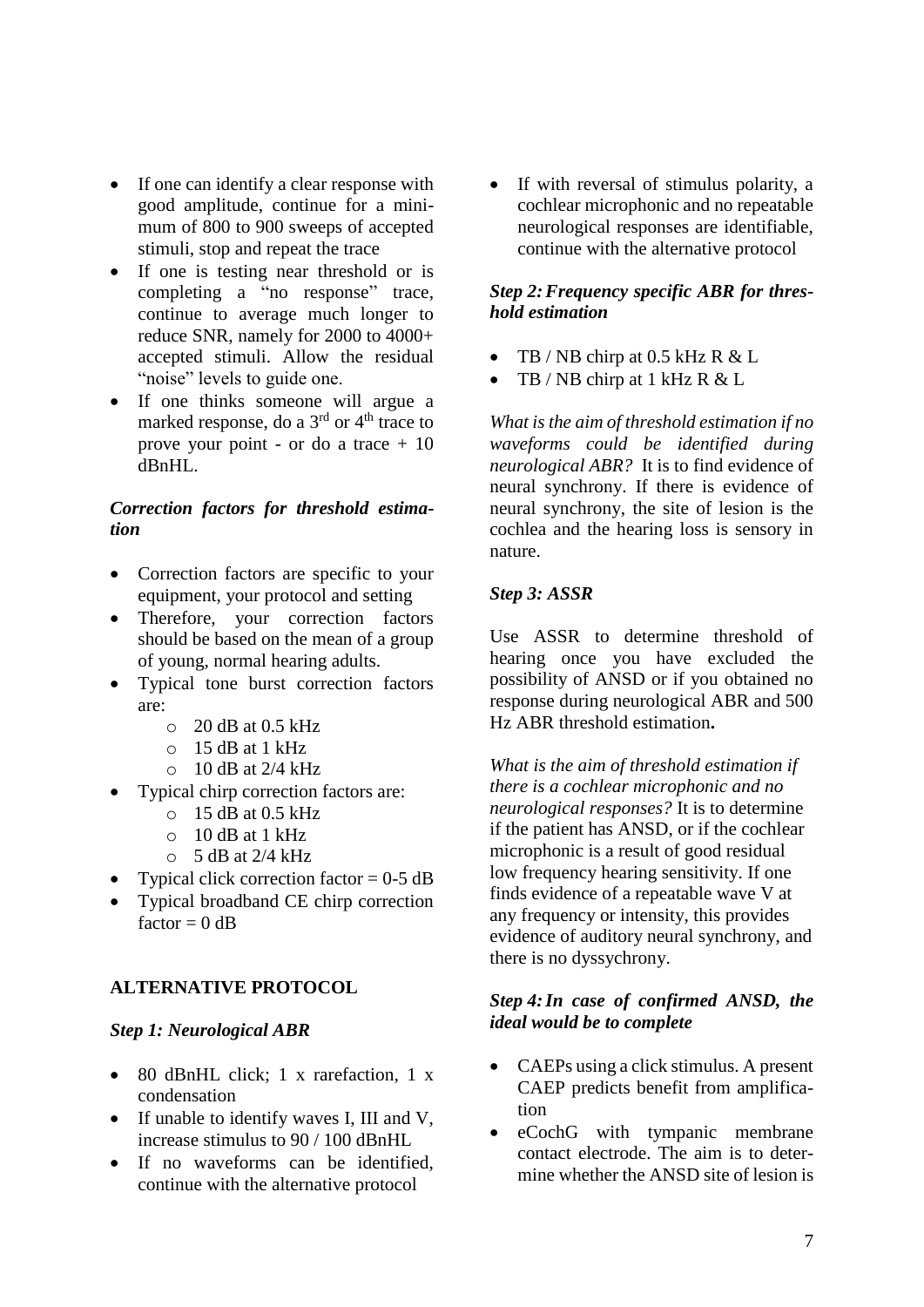- If one can identify a clear response with good amplitude, continue for a minimum of 800 to 900 sweeps of accepted stimuli, stop and repeat the trace
- If one is testing near threshold or is completing a "no response" trace, continue to average much longer to reduce SNR, namely for 2000 to 4000+ accepted stimuli. Allow the residual "noise" levels to guide one.
- If one thinks someone will argue a marked response, do a 3rd or 4th trace to prove your point - or do a trace + 10 dBnHL.

### *Correction factors for threshold estimation*

- Correction factors are specific to your equipment, your protocol and setting
- Therefore, your correction factors should be based on the mean of a group of young, normal hearing adults.
- Typical tone burst correction factors are:
    - 20 dB at 0.5 kHz
    - 15 dB at 1 kHz
    - 10 dB at 2/4 kHz
- Typical chirp correction factors are:
    - 15 dB at 0.5 kHz
    - 10 dB at 1 kHz
    - 5 dB at 2/4 kHz
- Typical click correction factor = 0-5 dB
- Typical broadband CE chirp correction factor = 0 dB

## ALTERNATIVE PROTOCOL

### *Step 1: Neurological ABR*

- 80 dBnHL click; 1 x rarefaction, 1 x condensation
- If unable to identify waves I, III and V, increase stimulus to 90 / 100 dBnHL
- If no waveforms can be identified, continue with the alternative protocol
- If with reversal of stimulus polarity, a cochlear microphonic and no repeatable neurological responses are identifiable, continue with the alternative protocol

### *Step 2: Frequency specific ABR for threshold estimation*

- TB / NB chirp at 0.5 kHz R & L
- TB / NB chirp at 1 kHz R & L

*What is the aim of threshold estimation if no waveforms could be identified during neurological ABR?* It is to find evidence of neural synchrony. If there is evidence of neural synchrony, the site of lesion is the cochlea and the hearing loss is sensory in nature.

### *Step 3: ASSR*

Use ASSR to determine threshold of hearing once you have excluded the possibility of ANSD or if you obtained no response during neurological ABR and 500 Hz ABR threshold estimation**.**

*What is the aim of threshold estimation if there is a cochlear microphonic and no neurological responses?* It is to determine if the patient has ANSD, or if the cochlear microphonic is a result of good residual low frequency hearing sensitivity. If one finds evidence of a repeatable wave V at any frequency or intensity, this provides evidence of auditory neural synchrony, and there is no dyssychrony.

### *Step 4: In case of confirmed ANSD, the ideal would be to complete*

- CAEPs using a click stimulus. A present CAEP predicts benefit from amplification
- eCochG with tympanic membrane contact electrode. The aim is to determine whether the ANSD site of lesion is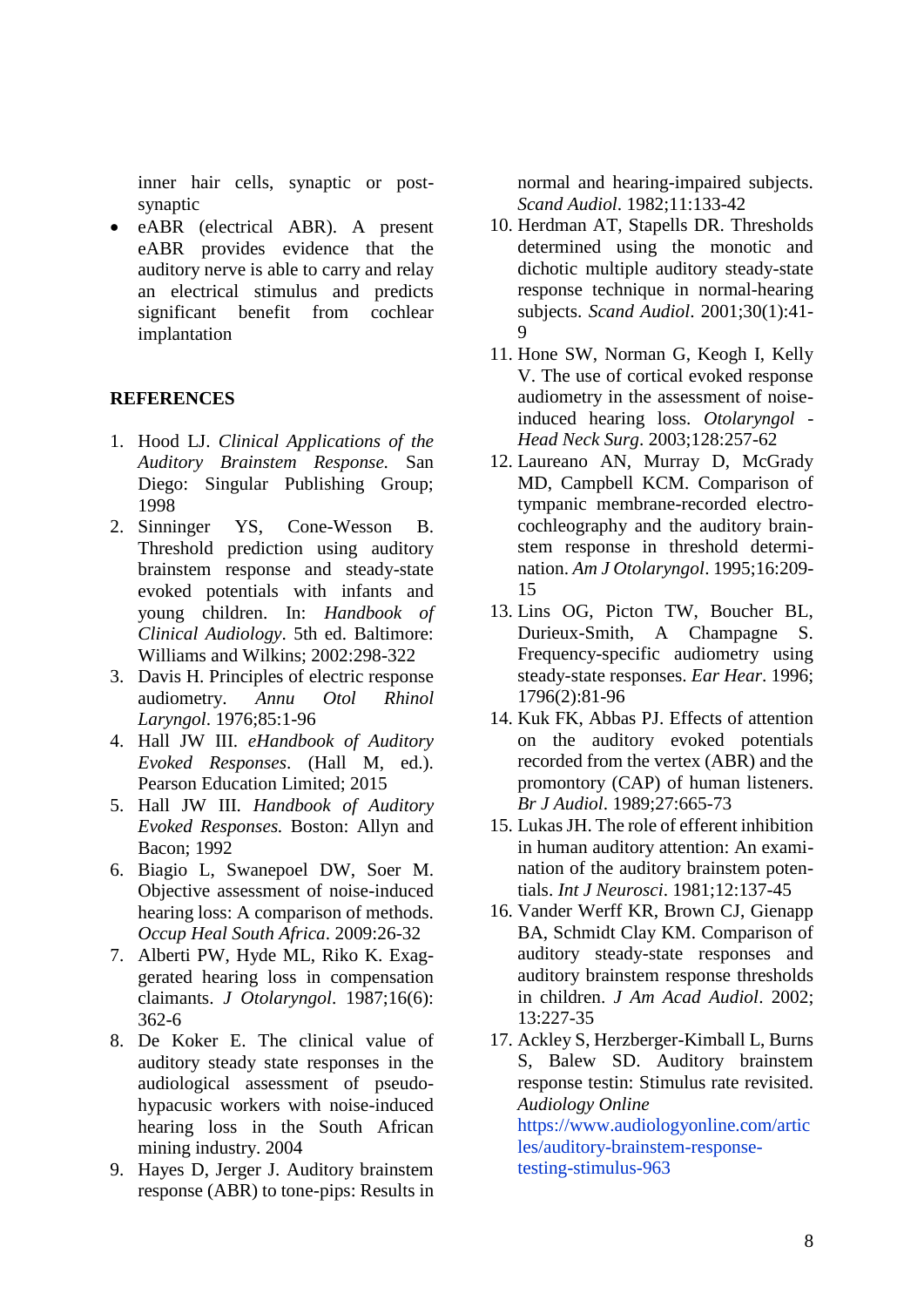inner hair cells, synaptic or post-synaptic

- eABR (electrical ABR). A present eABR provides evidence that the auditory nerve is able to carry and relay an electrical stimulus and predicts significant benefit from cochlear implantation

## REFERENCES

1. Hood LJ. *Clinical Applications of the Auditory Brainstem Response.* San Diego: Singular Publishing Group; 1998
2. Sinninger YS, Cone-Wesson B. Threshold prediction using auditory brainstem response and steady-state evoked potentials with infants and young children. In: *Handbook of Clinical Audiology*. 5th ed. Baltimore: Williams and Wilkins; 2002:298-322
3. Davis H. Principles of electric response audiometry. *Annu Otol Rhinol Laryngol*. 1976;85:1-96
4. Hall JW III. *eHandbook of Auditory Evoked Responses*. (Hall M, ed.). Pearson Education Limited; 2015
5. Hall JW III. *Handbook of Auditory Evoked Responses.* Boston: Allyn and Bacon; 1992
6. Biagio L, Swanepoel DW, Soer M. Objective assessment of noise-induced hearing loss: A comparison of methods. *Occup Heal South Africa*. 2009:26-32
7. Alberti PW, Hyde ML, Riko K. Exaggerated hearing loss in compensation claimants. *J Otolaryngol*. 1987;16(6):362-6
8. De Koker E. The clinical value of auditory steady state responses in the audiological assessment of pseudo-hypacusic workers with noise-induced hearing loss in the South African mining industry. 2004
9. Hayes D, Jerger J. Auditory brainstem response (ABR) to tone-pips: Results in normal and hearing-impaired subjects. *Scand Audiol*. 1982;11:133-42
10. Herdman AT, Stapells DR. Thresholds determined using the monotic and dichotic multiple auditory steady-state response technique in normal-hearing subjects. *Scand Audiol*. 2001;30(1):41-9
11. Hone SW, Norman G, Keogh I, Kelly V. The use of cortical evoked response audiometry in the assessment of noise-induced hearing loss. *Otolaryngol - Head Neck Surg*. 2003;128:257-62
12. Laureano AN, Murray D, McGrady MD, Campbell KCM. Comparison of tympanic membrane-recorded electro-cochleography and the auditory brain-stem response in threshold determi-nation. *Am J Otolaryngol*. 1995;16:209-15
13. Lins OG, Picton TW, Boucher BL, Durieux-Smith, A Champagne S. Frequency-specific audiometry using steady-state responses. *Ear Hear*. 1996; 1796(2):81-96
14. Kuk FK, Abbas PJ. Effects of attention on the auditory evoked potentials recorded from the vertex (ABR) and the promontory (CAP) of human listeners. *Br J Audiol*. 1989;27:665-73
15. Lukas JH. The role of efferent inhibition in human auditory attention: An exami-nation of the auditory brainstem poten-tials. *Int J Neurosci*. 1981;12:137-45
16. Vander Werff KR, Brown CJ, Gienapp BA, Schmidt Clay KM. Comparison of auditory steady-state responses and auditory brainstem response thresholds in children. *J Am Acad Audiol*. 2002; 13:227-35
17. Ackley S, Herzberger-Kimball L, Burns S, Balew SD. Auditory brainstem response testin: Stimulus rate revisited. *Audiology Online* https://www.audiologyonline.com/articles/auditory-brainstem-response-testing-stimulus-963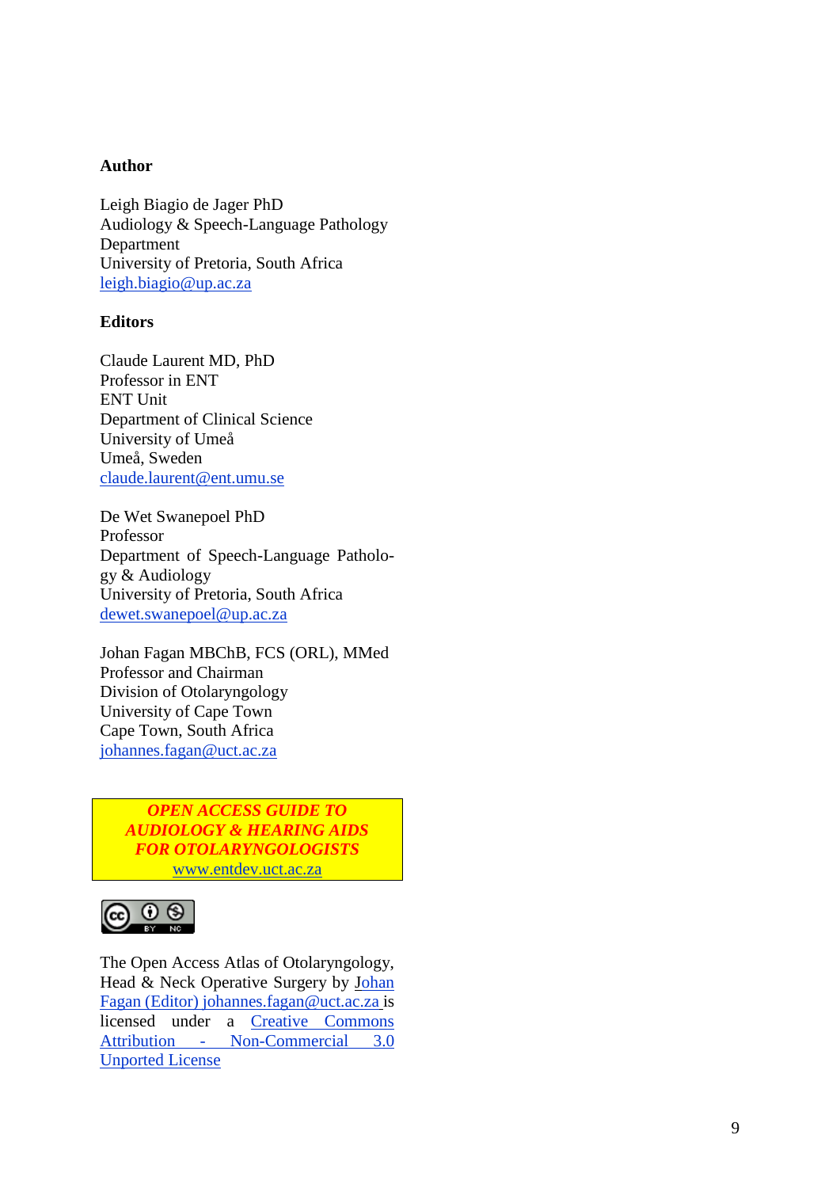**Author**

Leigh Biagio de Jager PhD
Audiology & Speech-Language Pathology Department
University of Pretoria, South Africa
leigh.biagio@up.ac.za

**Editors**

Claude Laurent MD, PhD
Professor in ENT
ENT Unit
Department of Clinical Science
University of Umeå
Umeå, Sweden
claude.laurent@ent.umu.se

De Wet Swanepoel PhD
Professor
Department of Speech-Language Pathology & Audiology
University of Pretoria, South Africa
dewet.swanepoel@up.ac.za

Johan Fagan MBChB, FCS (ORL), MMed
Professor and Chairman
Division of Otolaryngology
University of Cape Town
Cape Town, South Africa
johannes.fagan@uct.ac.za

***OPEN ACCESS GUIDE TO AUDIOLOGY & HEARING AIDS FOR OTOLARYNGOLOGISTS***
www.entdev.uct.ac.za

The Open Access Atlas of Otolaryngology, Head & Neck Operative Surgery by Johan Fagan (Editor) johannes.fagan@uct.ac.za is licensed under a Creative Commons Attribution - Non-Commercial 3.0 Unported License